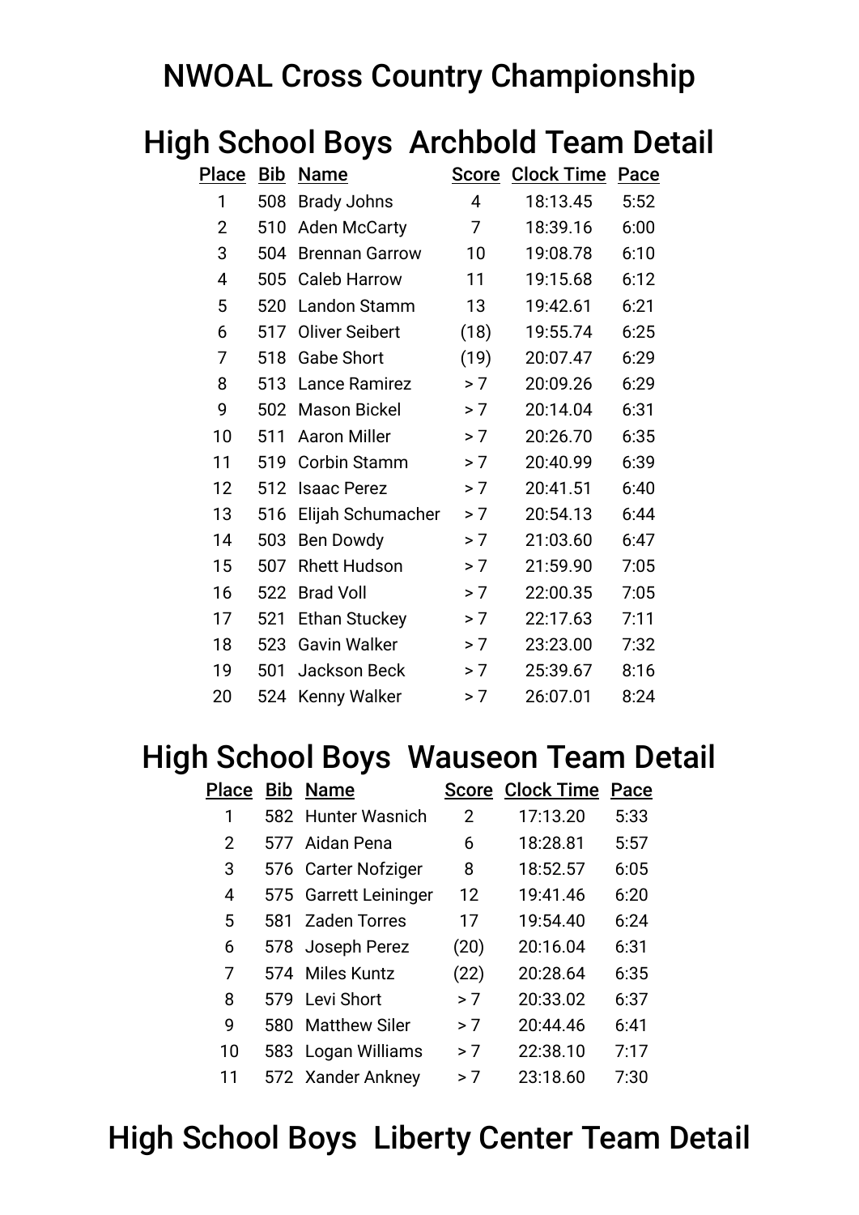# NWOAL Cross Country Championship

## High School Boys  Archbold Team Detail

| Place | Bib | Name | Score | Clock Time | Pace |
|---|---|---|---|---|---|
| 1 | 508 | Brady Johns | 4 | 18:13.45 | 5:52 |
| 2 | 510 | Aden McCarty | 7 | 18:39.16 | 6:00 |
| 3 | 504 | Brennan Garrow | 10 | 19:08.78 | 6:10 |
| 4 | 505 | Caleb Harrow | 11 | 19:15.68 | 6:12 |
| 5 | 520 | Landon Stamm | 13 | 19:42.61 | 6:21 |
| 6 | 517 | Oliver Seibert | (18) | 19:55.74 | 6:25 |
| 7 | 518 | Gabe Short | (19) | 20:07.47 | 6:29 |
| 8 | 513 | Lance Ramirez | > 7 | 20:09.26 | 6:29 |
| 9 | 502 | Mason Bickel | > 7 | 20:14.04 | 6:31 |
| 10 | 511 | Aaron Miller | > 7 | 20:26.70 | 6:35 |
| 11 | 519 | Corbin Stamm | > 7 | 20:40.99 | 6:39 |
| 12 | 512 | Isaac Perez | > 7 | 20:41.51 | 6:40 |
| 13 | 516 | Elijah Schumacher | > 7 | 20:54.13 | 6:44 |
| 14 | 503 | Ben Dowdy | > 7 | 21:03.60 | 6:47 |
| 15 | 507 | Rhett Hudson | > 7 | 21:59.90 | 7:05 |
| 16 | 522 | Brad Voll | > 7 | 22:00.35 | 7:05 |
| 17 | 521 | Ethan Stuckey | > 7 | 22:17.63 | 7:11 |
| 18 | 523 | Gavin Walker | > 7 | 23:23.00 | 7:32 |
| 19 | 501 | Jackson Beck | > 7 | 25:39.67 | 8:16 |
| 20 | 524 | Kenny Walker | > 7 | 26:07.01 | 8:24 |

## High School Boys  Wauseon Team Detail

| Place | Bib | Name | Score | Clock Time | Pace |
|---|---|---|---|---|---|
| 1 | 582 | Hunter Wasnich | 2 | 17:13.20 | 5:33 |
| 2 | 577 | Aidan Pena | 6 | 18:28.81 | 5:57 |
| 3 | 576 | Carter Nofziger | 8 | 18:52.57 | 6:05 |
| 4 | 575 | Garrett Leininger | 12 | 19:41.46 | 6:20 |
| 5 | 581 | Zaden Torres | 17 | 19:54.40 | 6:24 |
| 6 | 578 | Joseph Perez | (20) | 20:16.04 | 6:31 |
| 7 | 574 | Miles Kuntz | (22) | 20:28.64 | 6:35 |
| 8 | 579 | Levi Short | > 7 | 20:33.02 | 6:37 |
| 9 | 580 | Matthew Siler | > 7 | 20:44.46 | 6:41 |
| 10 | 583 | Logan Williams | > 7 | 22:38.10 | 7:17 |
| 11 | 572 | Xander Ankney | > 7 | 23:18.60 | 7:30 |

## High School Boys  Liberty Center Team Detail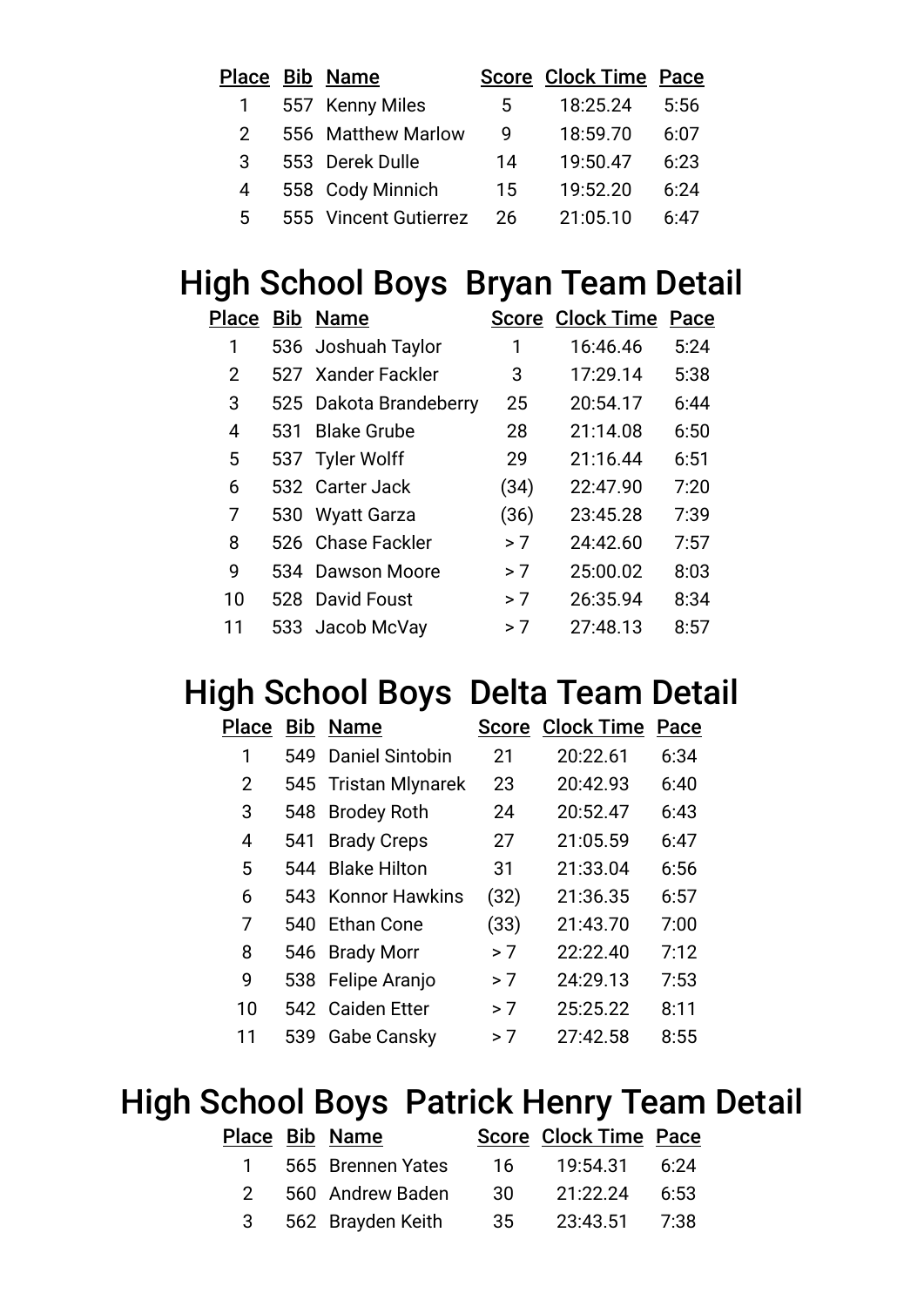| Place | Bib | Name | Score | Clock Time | Pace |
|---|---|---|---|---|---|
| 1 | 557 | Kenny Miles | 5 | 18:25.24 | 5:56 |
| 2 | 556 | Matthew Marlow | 9 | 18:59.70 | 6:07 |
| 3 | 553 | Derek Dulle | 14 | 19:50.47 | 6:23 |
| 4 | 558 | Cody Minnich | 15 | 19:52.20 | 6:24 |
| 5 | 555 | Vincent Gutierrez | 26 | 21:05.10 | 6:47 |

## High School Boys Bryan Team Detail

| Place | Bib | Name | Score | Clock Time | Pace |
|---|---|---|---|---|---|
| 1 | 536 | Joshuah Taylor | 1 | 16:46.46 | 5:24 |
| 2 | 527 | Xander Fackler | 3 | 17:29.14 | 5:38 |
| 3 | 525 | Dakota Brandeberry | 25 | 20:54.17 | 6:44 |
| 4 | 531 | Blake Grube | 28 | 21:14.08 | 6:50 |
| 5 | 537 | Tyler Wolff | 29 | 21:16.44 | 6:51 |
| 6 | 532 | Carter Jack | (34) | 22:47.90 | 7:20 |
| 7 | 530 | Wyatt Garza | (36) | 23:45.28 | 7:39 |
| 8 | 526 | Chase Fackler | > 7 | 24:42.60 | 7:57 |
| 9 | 534 | Dawson Moore | > 7 | 25:00.02 | 8:03 |
| 10 | 528 | David Foust | > 7 | 26:35.94 | 8:34 |
| 11 | 533 | Jacob McVay | > 7 | 27:48.13 | 8:57 |

## High School Boys Delta Team Detail

| Place | Bib | Name | Score | Clock Time | Pace |
|---|---|---|---|---|---|
| 1 | 549 | Daniel Sintobin | 21 | 20:22.61 | 6:34 |
| 2 | 545 | Tristan Mlynarek | 23 | 20:42.93 | 6:40 |
| 3 | 548 | Brodey Roth | 24 | 20:52.47 | 6:43 |
| 4 | 541 | Brady Creps | 27 | 21:05.59 | 6:47 |
| 5 | 544 | Blake Hilton | 31 | 21:33.04 | 6:56 |
| 6 | 543 | Konnor Hawkins | (32) | 21:36.35 | 6:57 |
| 7 | 540 | Ethan Cone | (33) | 21:43.70 | 7:00 |
| 8 | 546 | Brady Morr | > 7 | 22:22.40 | 7:12 |
| 9 | 538 | Felipe Aranjo | > 7 | 24:29.13 | 7:53 |
| 10 | 542 | Caiden Etter | > 7 | 25:25.22 | 8:11 |
| 11 | 539 | Gabe Cansky | > 7 | 27:42.58 | 8:55 |

## High School Boys Patrick Henry Team Detail

| Place | Bib | Name | Score | Clock Time | Pace |
|---|---|---|---|---|---|
| 1 | 565 | Brennen Yates | 16 | 19:54.31 | 6:24 |
| 2 | 560 | Andrew Baden | 30 | 21:22.24 | 6:53 |
| 3 | 562 | Brayden Keith | 35 | 23:43.51 | 7:38 |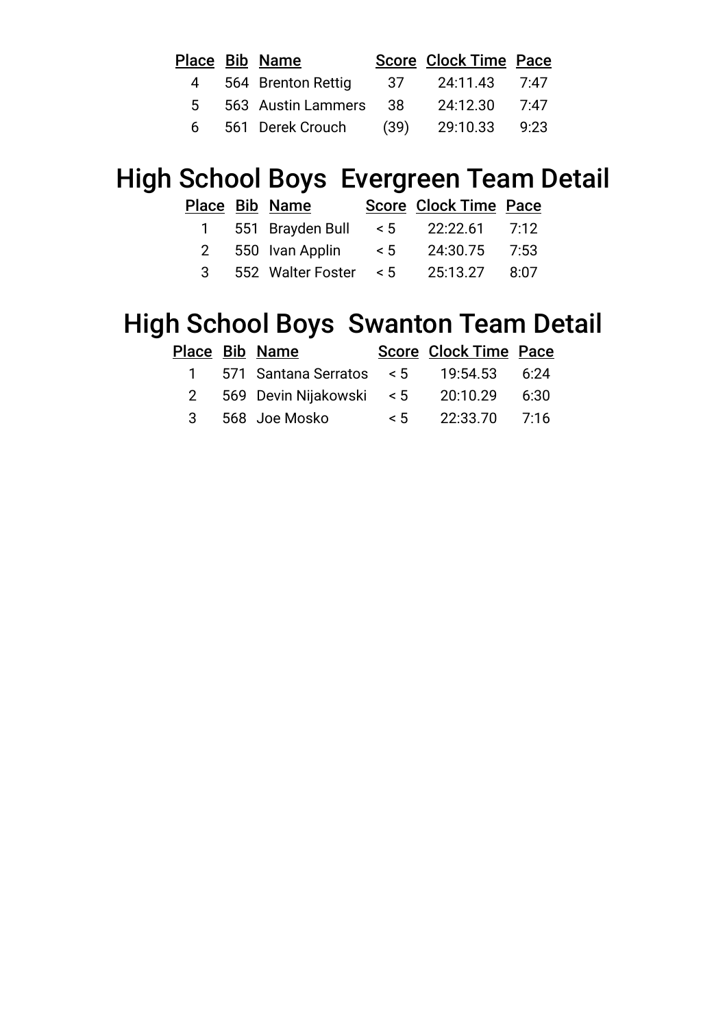| Place | Bib | Name | Score | Clock Time | Pace |
|---|---|---|---|---|---|
| 4 | 564 | Brenton Rettig | 37 | 24:11.43 | 7:47 |
| 5 | 563 | Austin Lammers | 38 | 24:12.30 | 7:47 |
| 6 | 561 | Derek Crouch | (39) | 29:10.33 | 9:23 |

# High School Boys Evergreen Team Detail

| Place | Bib | Name | Score | Clock Time | Pace |
|---|---|---|---|---|---|
| 1 | 551 | Brayden Bull | < 5 | 22:22.61 | 7:12 |
| 2 | 550 | Ivan Applin | < 5 | 24:30.75 | 7:53 |
| 3 | 552 | Walter Foster | < 5 | 25:13.27 | 8:07 |

# High School Boys Swanton Team Detail

| Place | Bib | Name | Score | Clock Time | Pace |
|---|---|---|---|---|---|
| 1 | 571 | Santana Serratos | < 5 | 19:54.53 | 6:24 |
| 2 | 569 | Devin Nijakowski | < 5 | 20:10.29 | 6:30 |
| 3 | 568 | Joe Mosko | < 5 | 22:33.70 | 7:16 |